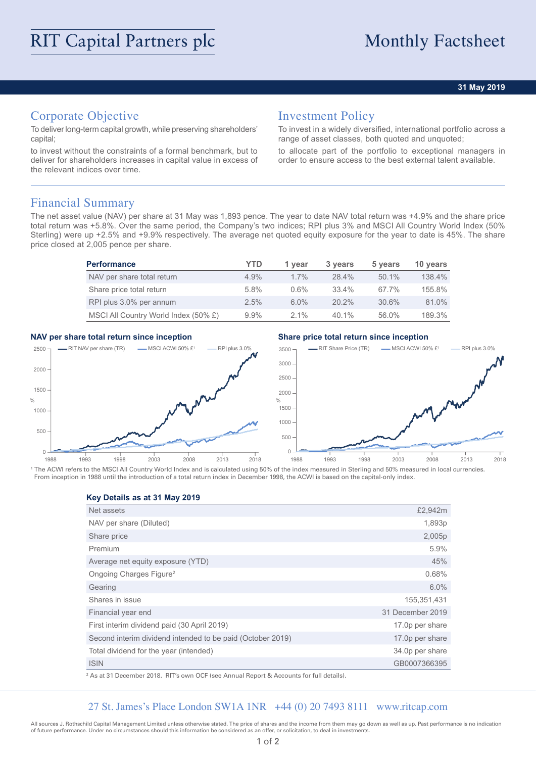# RIT Capital Partners plc

# Monthly Factsheet

**31 May 2019**

## Corporate Objective

To deliver long-term capital growth, while preserving shareholders' capital;

to invest without the constraints of a formal benchmark, but to deliver for shareholders increases in capital value in excess of the relevant indices over time.

## Investment Policy

To invest in a widely diversified, international portfolio across a range of asset classes, both quoted and unquoted;

to allocate part of the portfolio to exceptional managers in order to ensure access to the best external talent available.

## Financial Summary

The net asset value (NAV) per share at 31 May was 1,893 pence. The year to date NAV total return was +4.9% and the share price total return was +5.8%. Over the same period, the Company's two indices; RPI plus 3% and MSCI All Country World Index (50% Sterling) were up +2.5% and +9.9% respectively. The average net quoted equity exposure for the year to date is 45%. The share price closed at 2,005 pence per share.

| Performance | YTD | 1 year | 3 years | 5 years | 10 years |
|---|---|---|---|---|---|
| NAV per share total return | 4.9% | 1.7% | 28.4% | 50.1% | 138.4% |
| Share price total return | 5.8% | 0.6% | 33.4% | 67.7% | 155.8% |
| RPI plus 3.0% per annum | 2.5% | 6.0% | 20.2% | 30.6% | 81.0% |
| MSCI All Country World Index (50% £) | 9.9% | 2.1% | 40.1% | 56.0% | 189.3% |

**NAV per share total return since inception**

**Share price total return since inception**

[1] The ACWI refers to the MSCI All Country World Index and is calculated using 50% of the index measured in Sterling and 50% measured in local currencies. From inception in 1988 until the introduction of a total return index in December 1998, the ACWI is based on the capital-only index.

**Key Details as at 31 May 2019**

| | |
|---|---|
| Net assets | £2,942m |
| NAV per share (Diluted) | 1,893p |
| Share price | 2,005p |
| Premium | 5.9% |
| Average net equity exposure (YTD) | 45% |
| Ongoing Charges Figure[2] | 0.68% |
| Gearing | 6.0% |
| Shares in issue | 155,351,431 |
| Financial year end | 31 December 2019 |
| First interim dividend paid (30 April 2019) | 17.0p per share |
| Second interim dividend intended to be paid (October 2019) | 17.0p per share |
| Total dividend for the year (intended) | 34.0p per share |
| ISIN | GB0007366395 |

[2] As at 31 December 2018. RIT's own OCF (see Annual Report & Accounts for full details).

27 St. James's Place London SW1A 1NR +44 (0) 20 7493 8111 www.ritcap.com

All sources J. Rothschild Capital Management Limited unless otherwise stated. The price of shares and the income from them may go down as well as up. Past performance is no indication of future performance. Under no circumstances should this information be considered as an offer, or solicitation, to deal in investments.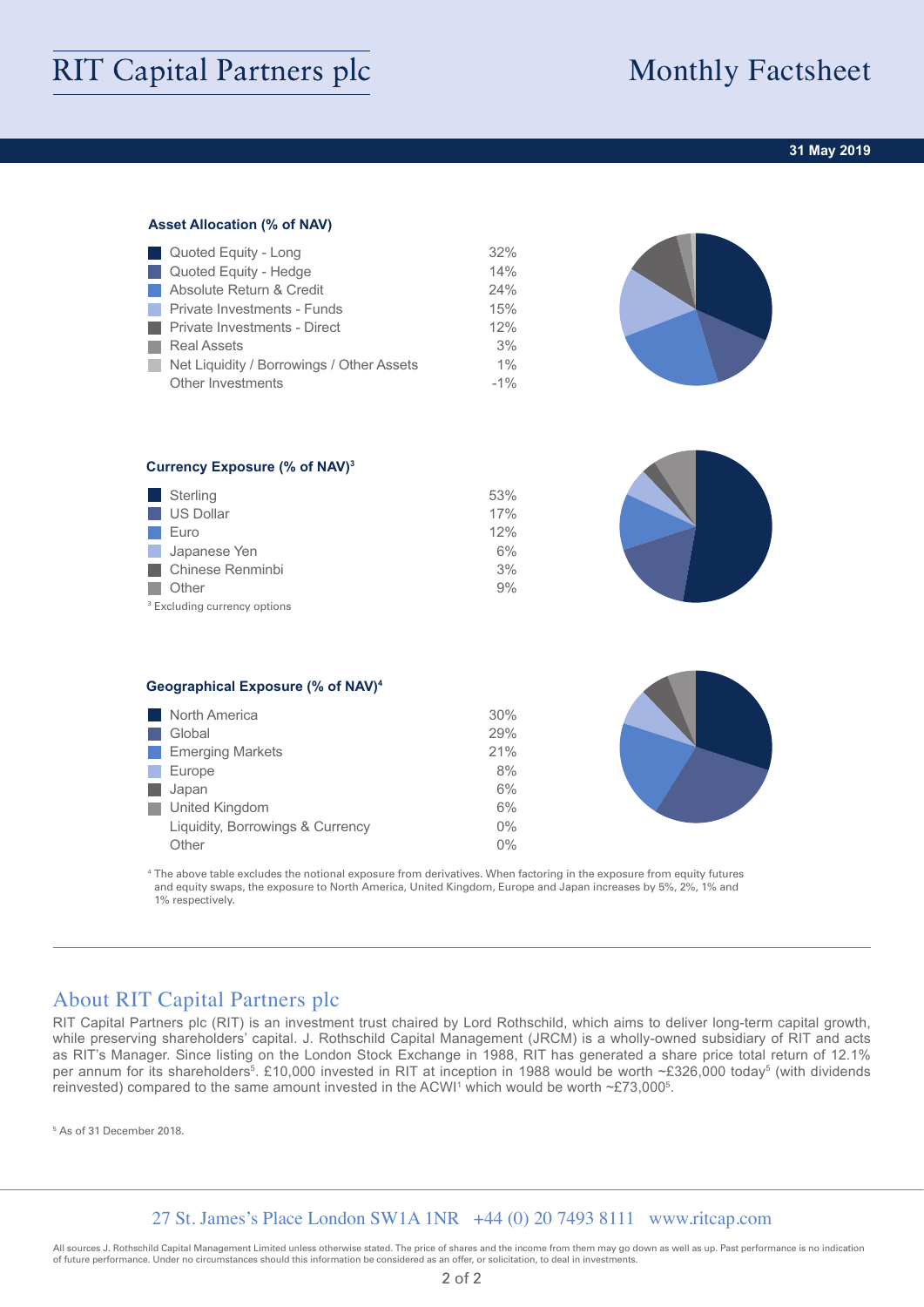# RIT Capital Partners plc

# Monthly Factsheet

**31 May 2019**

### Asset Allocation (% of NAV)

| | |
|---|---|
| Quoted Equity - Long | 32% |
| Quoted Equity - Hedge | 14% |
| Absolute Return & Credit | 24% |
| Private Investments - Funds | 15% |
| Private Investments - Direct | 12% |
| Real Assets | 3% |
| Net Liquidity / Borrowings / Other Assets | 1% |
| Other Investments | -1% |

### Currency Exposure (% of NAV)[3]

| | |
|---|---|
| Sterling | 53% |
| US Dollar | 17% |
| Euro | 12% |
| Japanese Yen | 6% |
| Chinese Renminbi | 3% |
| Other | 9% |

[3] Excluding currency options

### Geographical Exposure (% of NAV)[4]

| | |
|---|---|
| North America | 30% |
| Global | 29% |
| Emerging Markets | 21% |
| Europe | 8% |
| Japan | 6% |
| United Kingdom | 6% |
| Liquidity, Borrowings & Currency | 0% |
| Other | 0% |

[4] The above table excludes the notional exposure from derivatives. When factoring in the exposure from equity futures and equity swaps, the exposure to North America, United Kingdom, Europe and Japan increases by 5%, 2%, 1% and 1% respectively.

## About RIT Capital Partners plc

RIT Capital Partners plc (RIT) is an investment trust chaired by Lord Rothschild, which aims to deliver long-term capital growth, while preserving shareholders' capital. J. Rothschild Capital Management (JRCM) is a wholly-owned subsidiary of RIT and acts as RIT's Manager. Since listing on the London Stock Exchange in 1988, RIT has generated a share price total return of 12.1% per annum for its shareholders[5]. £10,000 invested in RIT at inception in 1988 would be worth ~£326,000 today[5] (with dividends reinvested) compared to the same amount invested in the ACWI[1] which would be worth ~£73,000[5].

[5] As of 31 December 2018.

27 St. James's Place London SW1A 1NR +44 (0) 20 7493 8111 www.ritcap.com

All sources J. Rothschild Capital Management Limited unless otherwise stated. The price of shares and the income from them may go down as well as up. Past performance is no indication of future performance. Under no circumstances should this information be considered as an offer, or solicitation, to deal in investments.